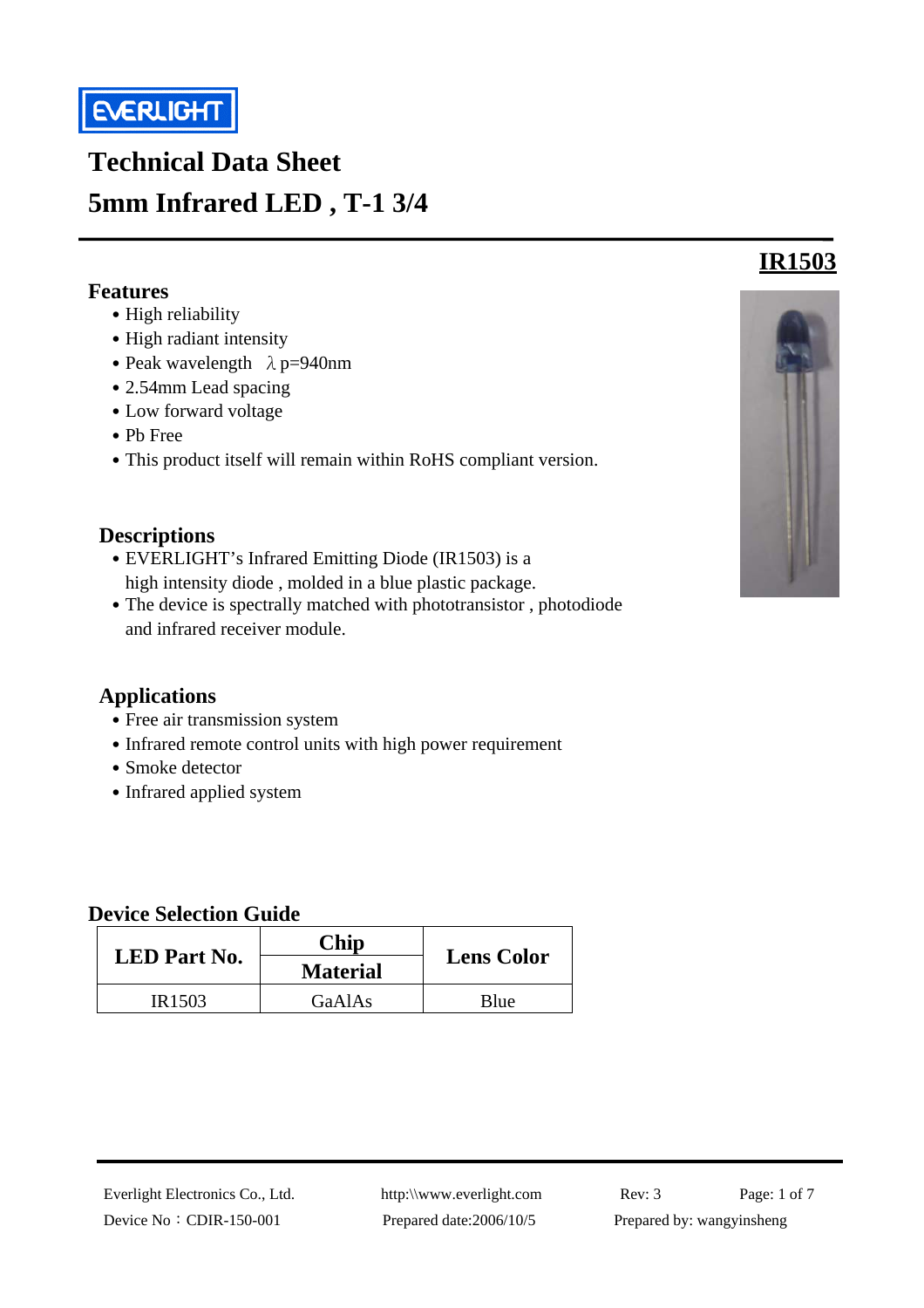EVERLIGHT

# Technical Data Sheet
# 5mm Infrared LED , T-1 3/4

**IR1503**

## Features

- High reliability
- High radiant intensity
- Peak wavelength λp=940nm
- 2.54mm Lead spacing
- Low forward voltage
- Pb Free
- This product itself will remain within RoHS compliant version.

## Descriptions

- EVERLIGHT's Infrared Emitting Diode (IR1503) is a high intensity diode , molded in a blue plastic package.
- The device is spectrally matched with phototransistor , photodiode and infrared receiver module.

## Applications

- Free air transmission system
- Infrared remote control units with high power requirement
- Smoke detector
- Infrared applied system

## Device Selection Guide

| LED Part No. | Chip Material | Lens Color |
|---|---|---|
| IR1503 | GaAlAs | Blue |

Everlight Electronics Co., Ltd. http:\\www.everlight.com Rev: 3
Device No：CDIR-150-001 Prepared date:2006/10/5 Prepared by: wangyinsheng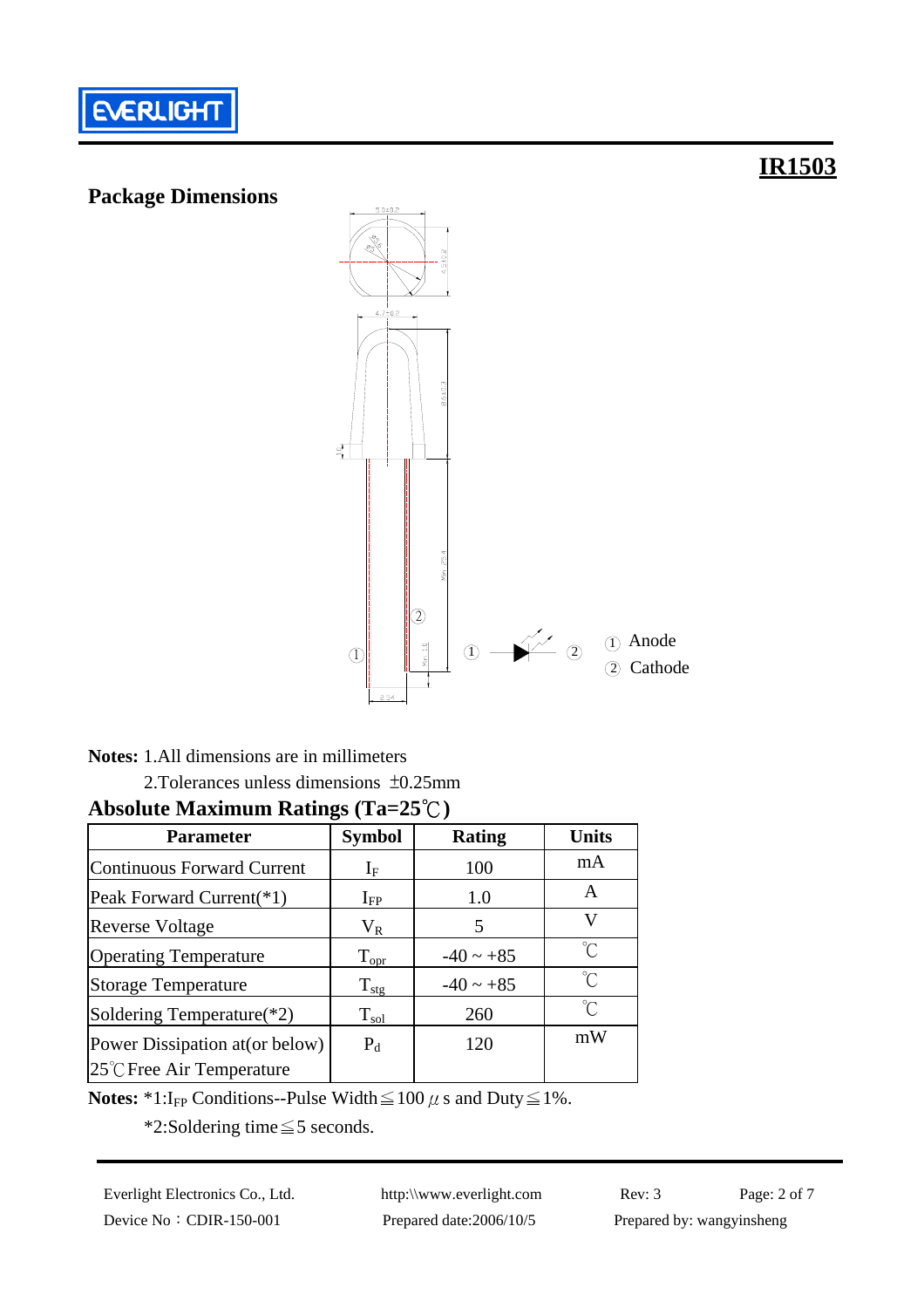# IR1503

## Package Dimensions

① Anode
② Cathode

**Notes:** 1.All dimensions are in millimeters

2.Tolerances unless dimensions ±0.25mm

## Absolute Maximum Ratings (Ta=25℃)

| Parameter | Symbol | Rating | Units |
|---|---|---|---|
| Continuous Forward Current | $I_F$ | 100 | mA |
| Peak Forward Current(*1) | $I_{FP}$ | 1.0 | A |
| Reverse Voltage | $V_R$ | 5 | V |
| Operating Temperature | $T_{opr}$ | -40 ~ +85 | ℃ |
| Storage Temperature | $T_{stg}$ | -40 ~ +85 | ℃ |
| Soldering Temperature(*2) | $T_{sol}$ | 260 | ℃ |
| Power Dissipation at(or below) 25℃Free Air Temperature | $P_d$ | 120 | mW |

**Notes:** *1:$I_{FP}$ Conditions--Pulse Width≦100 $\mu$s and Duty≦1%.

*2:Soldering time≦5 seconds.

Everlight Electronics Co., Ltd. http:\\www.everlight.com Rev: 3

Device No：CDIR-150-001 Prepared date:2006/10/5 Prepared by: wangyinsheng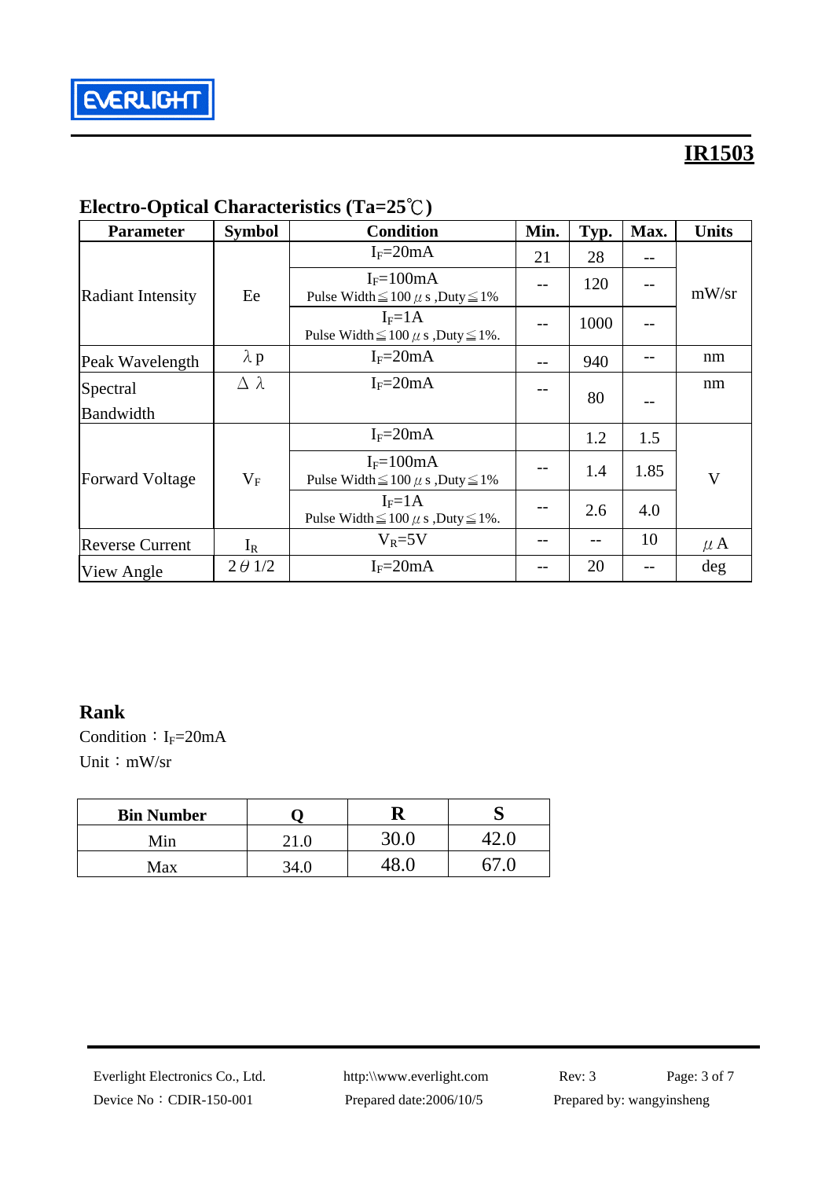# IR1503

## Electro-Optical Characteristics (Ta=25℃)

| Parameter | Symbol | Condition | Min. | Typ. | Max. | Units |
|---|---|---|---|---|---|---|
| Radiant Intensity | Ee | $I_F$=20mA | 21 | 28 | -- | mW/sr |
| | | $I_F$=100mA Pulse Width≦100μs ,Duty≦1% | -- | 120 | -- | |
| | | $I_F$=1A Pulse Width≦100μs ,Duty≦1%. | -- | 1000 | -- | |
| Peak Wavelength | λp | $I_F$=20mA | -- | 940 | -- | nm |
| Spectral Bandwidth | Δλ | $I_F$=20mA | -- | 80 | -- | nm |
| Forward Voltage | $V_F$ | $I_F$=20mA | | 1.2 | 1.5 | V |
| | | $I_F$=100mA Pulse Width≦100μs ,Duty≦1% | -- | 1.4 | 1.85 | |
| | | $I_F$=1A Pulse Width≦100μs ,Duty≦1%. | -- | 2.6 | 4.0 | |
| Reverse Current | $I_R$ | $V_R$=5V | -- | -- | 10 | μA |
| View Angle | 2θ1/2 | $I_F$=20mA | -- | 20 | -- | deg |

## Rank

Condition：$I_F$=20mA

Unit：mW/sr

| Bin Number | Q | R | S |
|---|---|---|---|
| Min | 21.0 | 30.0 | 42.0 |
| Max | 34.0 | 48.0 | 67.0 |

Everlight Electronics Co., Ltd. http:\\www.everlight.com Rev: 3

Device No：CDIR-150-001 Prepared date:2006/10/5 Prepared by: wangyinsheng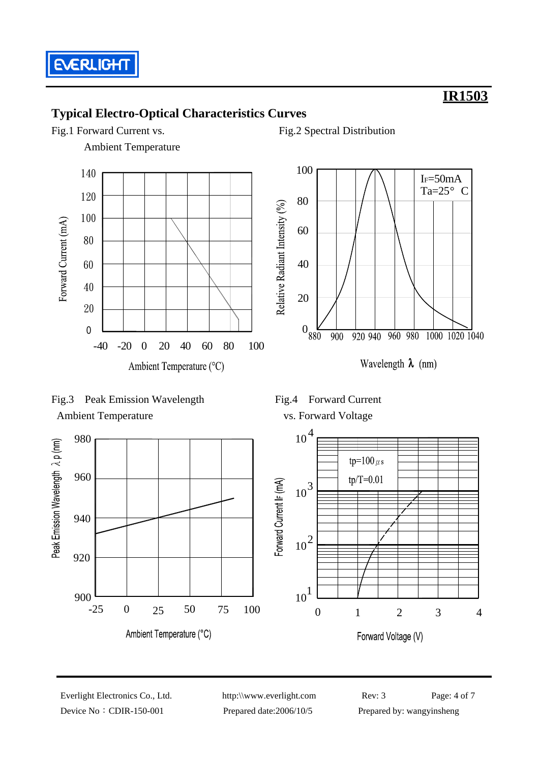**IR1503**

## Typical Electro-Optical Characteristics Curves

Fig.1 Forward Current vs. Ambient Temperature

Forward Current (mA): 0, 20, 40, 60, 80, 100, 120, 140

Ambient Temperature (°C): -40, -20, 0, 20, 40, 60, 80, 100

Fig.2 Spectral Distribution

$I_F$=50mA
Ta=25° C

Relative Radiant Intensity (%): 0, 20, 40, 60, 80, 100

Wavelength λ (nm): 880, 900, 920, 940, 960, 980, 1000, 1020, 1040

Fig.3 Peak Emission Wavelength Ambient Temperature

Peak Emission Wavelength λ p (nm): 900, 920, 940, 960, 980

Ambient Temperature (°C): -25, 0, 25, 50, 75, 100

Fig.4 Forward Current vs. Forward Voltage

tp=100μs
tp/T=0.01

Forward Current $I_F$ (mA): $10^1$, $10^2$, $10^3$, $10^4$

Forward Voltage (V): 0, 1, 2, 3, 4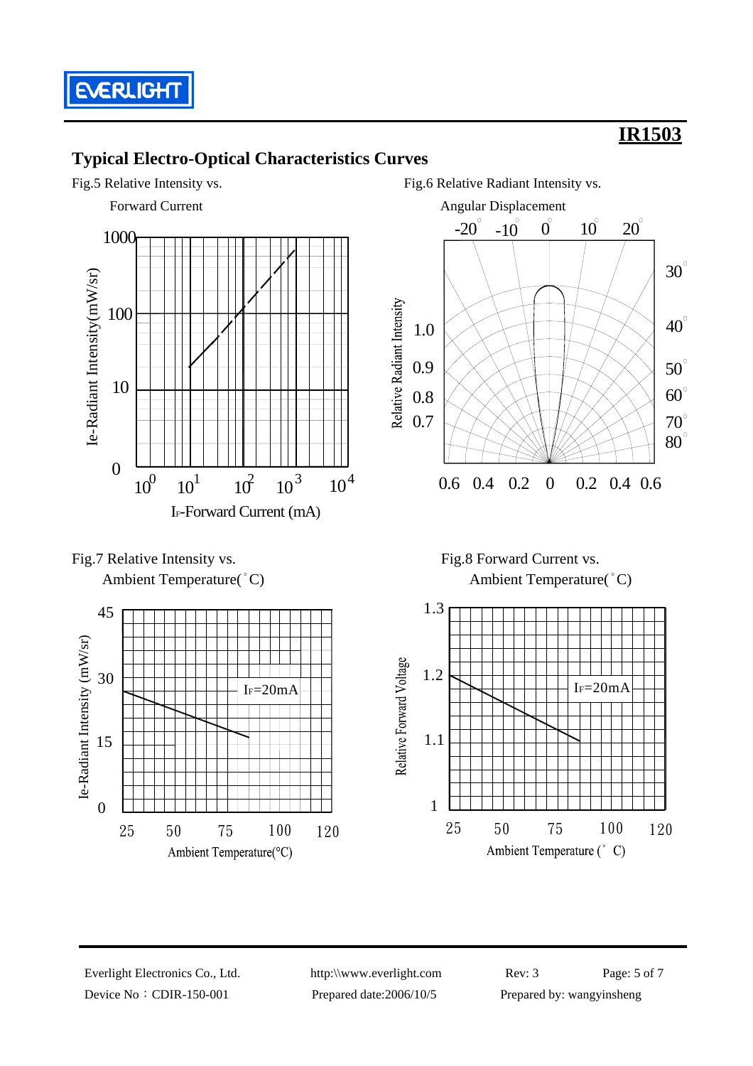## Typical Electro-Optical Characteristics Curves

Fig.5 Relative Intensity vs. Forward Current

Ie-Radiant Intensity(mW/sr)

1000, 100, 10, 0

$10^0$ $10^1$ $10^2$ $10^3$ $10^4$

IF-Forward Current (mA)

Fig.6 Relative Radiant Intensity vs. Angular Displacement

-20° -10° 0° 10° 20° 30° 40° 50° 60° 70° 80°

Relative Radiant Intensity

1.0, 0.9, 0.8, 0.7

0.6 0.4 0.2 0 0.2 0.4 0.6

Fig.7 Relative Intensity vs. Ambient Temperature(°C)

Ie-Radiant Intensity (mW/sr)

45, 30, 15, 0

IF=20mA

25 50 75 100 120

Ambient Temperature(°C)

Fig.8 Forward Current vs. Ambient Temperature(°C)

Relative Forward Voltage

1.3, 1.2, 1.1, 1

IF=20mA

25 50 75 100 120

Ambient Temperature (°C)

Everlight Electronics Co., Ltd. http:\\www.everlight.com Rev: 3

Device No：CDIR-150-001 Prepared date:2006/10/5 Prepared by: wangyinsheng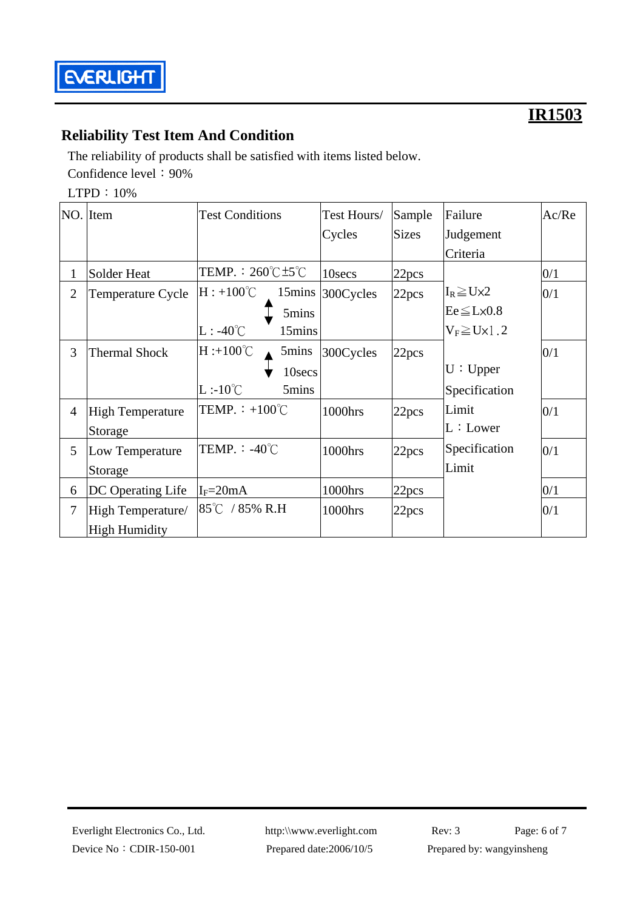**IR1503**

## Reliability Test Item And Condition

The reliability of products shall be satisfied with items listed below.

Confidence level：90%

LTPD：10%

| NO. | Item | Test Conditions | Test Hours/ Cycles | Sample Sizes | Failure Judgement Criteria | Ac/Re |
|---|---|---|---|---|---|---|
| 1 | Solder Heat | TEMP.：260℃±5℃ | 10secs | 22pcs | $I_R \geqq U \times 2$<br>$Ee \leqq L \times 0.8$<br>$V_F \geqq U \times 1.2$<br><br>U：Upper Specification Limit<br>L：Lower Specification Limit | 0/1 |
| 2 | Temperature Cycle | H : +100℃ 15mins<br>↕ 5mins<br>L : -40℃ 15mins | 300Cycles | 22pcs | | 0/1 |
| 3 | Thermal Shock | H :+100℃ 5mins<br>↕ 10secs<br>L :-10℃ 5mins | 300Cycles | 22pcs | | 0/1 |
| 4 | High Temperature Storage | TEMP.：+100℃ | 1000hrs | 22pcs | | 0/1 |
| 5 | Low Temperature Storage | TEMP.：-40℃ | 1000hrs | 22pcs | | 0/1 |
| 6 | DC Operating Life | $I_F$=20mA | 1000hrs | 22pcs | | 0/1 |
| 7 | High Temperature/ High Humidity | 85℃ / 85% R.H | 1000hrs | 22pcs | | 0/1 |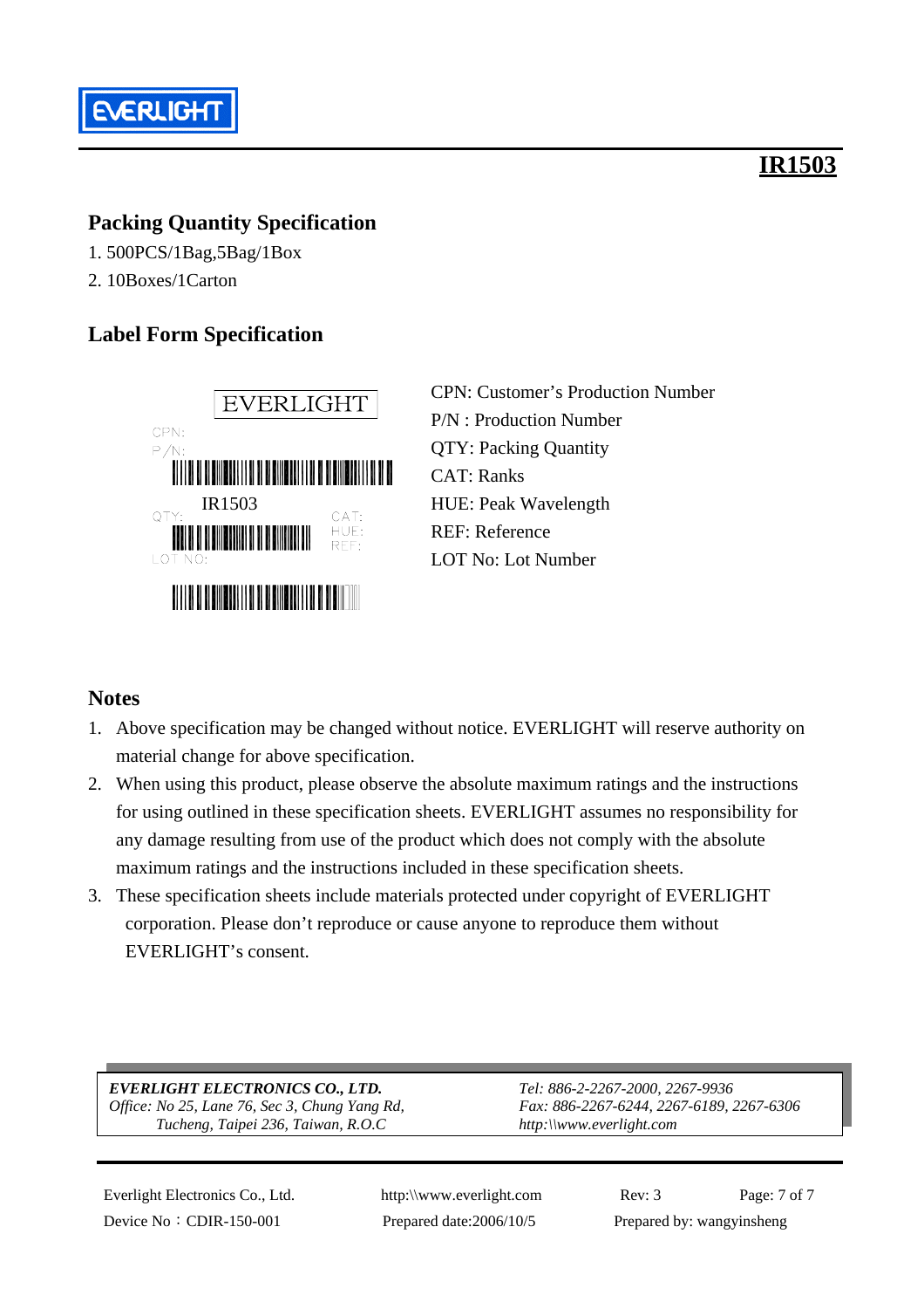## Packing Quantity Specification

1. 500PCS/1Bag,5Bag/1Box
2. 10Boxes/1Carton

## Label Form Specification

EVERLIGHT

CPN:

P/N:

IR1503

QTY:

CAT:

HUE:

REF:

LOT NO:

CPN: Customer's Production Number
P/N : Production Number
QTY: Packing Quantity
CAT: Ranks
HUE: Peak Wavelength
REF: Reference
LOT No: Lot Number

## Notes

1. Above specification may be changed without notice. EVERLIGHT will reserve authority on material change for above specification.
2. When using this product, please observe the absolute maximum ratings and the instructions for using outlined in these specification sheets. EVERLIGHT assumes no responsibility for any damage resulting from use of the product which does not comply with the absolute maximum ratings and the instructions included in these specification sheets.
3. These specification sheets include materials protected under copyright of EVERLIGHT corporation. Please don't reproduce or cause anyone to reproduce them without EVERLIGHT's consent.

***EVERLIGHT ELECTRONICS CO., LTD.***
*Office: No 25, Lane 76, Sec 3, Chung Yang Rd, Tucheng, Taipei 236, R.O.C*

*Tel: 886-2-2267-2000, 2267-9936*
*Fax: 886-2267-6244, 2267-6189, 2267-6306*
*http:\\www.everlight.com*